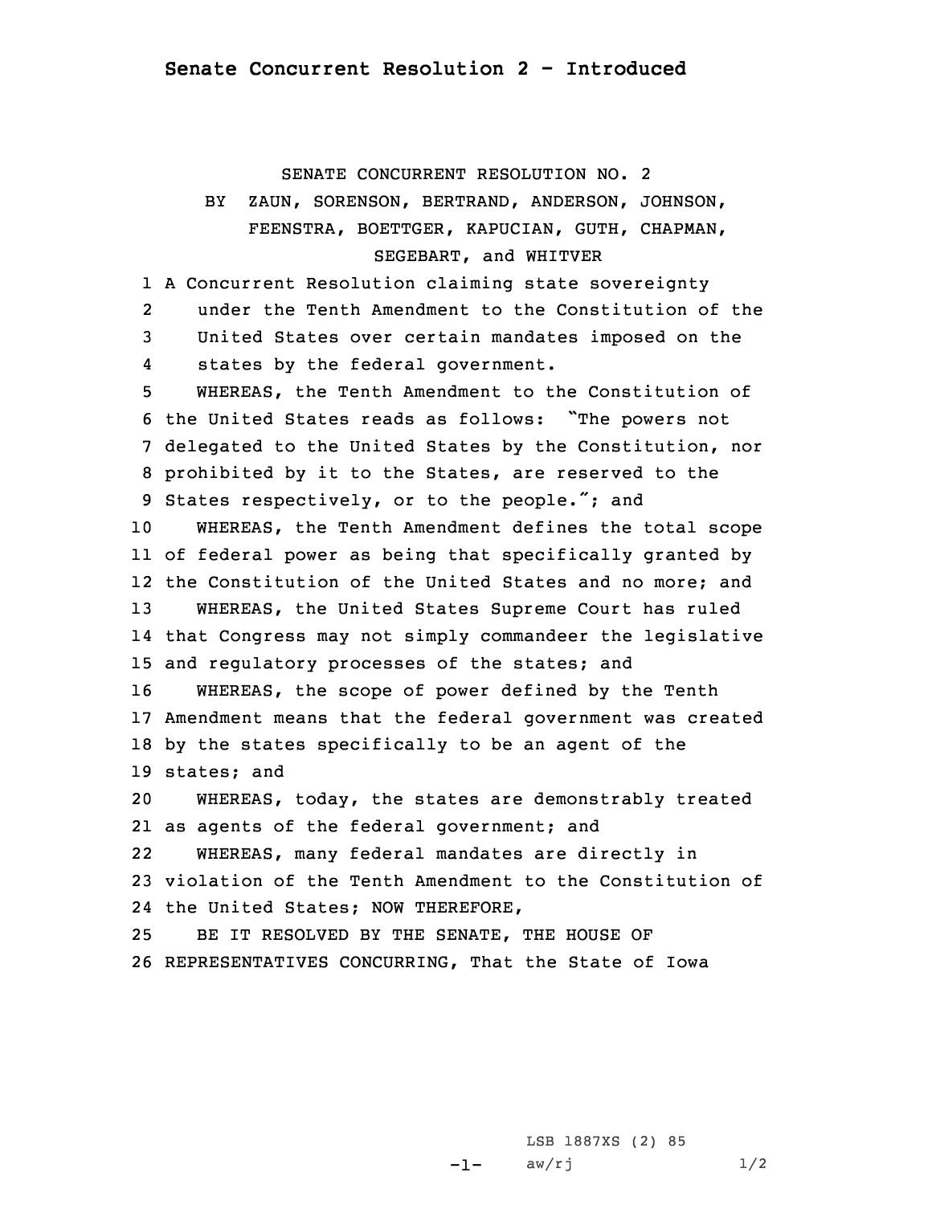# Senate Concurrent Resolution 2 - Introduced

SENATE CONCURRENT RESOLUTION NO. 2

BY ZAUN, SORENSON, BERTRAND, ANDERSON, JOHNSON, FEENSTRA, BOETTGER, KAPUCIAN, GUTH, CHAPMAN, SEGEBART, and WHITVER

1 A Concurrent Resolution claiming state sovereignty
2 under the Tenth Amendment to the Constitution of the
3 United States over certain mandates imposed on the
4 states by the federal government.

5 WHEREAS, the Tenth Amendment to the Constitution of
6 the United States reads as follows: "The powers not
7 delegated to the United States by the Constitution, nor
8 prohibited by it to the States, are reserved to the
9 States respectively, or to the people."; and

10 WHEREAS, the Tenth Amendment defines the total scope
11 of federal power as being that specifically granted by
12 the Constitution of the United States and no more; and

13 WHEREAS, the United States Supreme Court has ruled
14 that Congress may not simply commandeer the legislative
15 and regulatory processes of the states; and

16 WHEREAS, the scope of power defined by the Tenth
17 Amendment means that the federal government was created
18 by the states specifically to be an agent of the
19 states; and

20 WHEREAS, today, the states are demonstrably treated
21 as agents of the federal government; and

22 WHEREAS, many federal mandates are directly in
23 violation of the Tenth Amendment to the Constitution of
24 the United States; NOW THEREFORE,

25 BE IT RESOLVED BY THE SENATE, THE HOUSE OF
26 REPRESENTATIVES CONCURRING, That the State of Iowa

LSB 1887XS (2) 85
aw/rj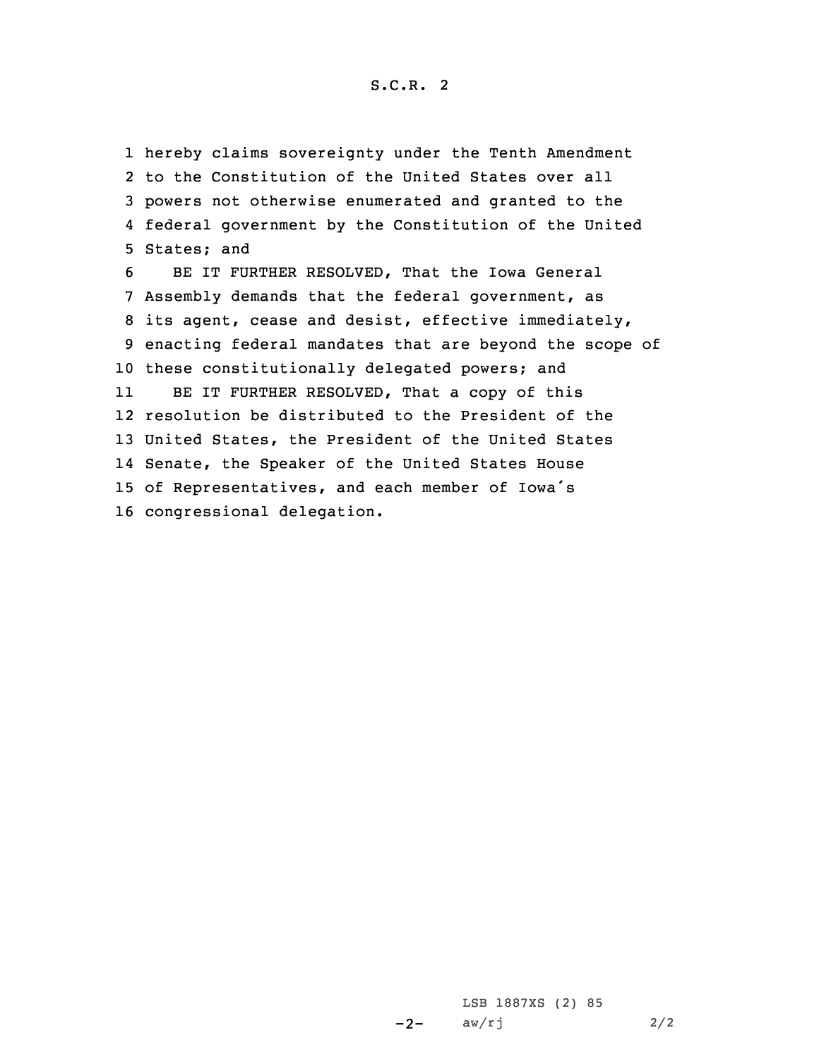hereby claims sovereignty under the Tenth Amendment to the Constitution of the United States over all powers not otherwise enumerated and granted to the federal government by the Constitution of the United States; and

BE IT FURTHER RESOLVED, That the Iowa General Assembly demands that the federal government, as its agent, cease and desist, effective immediately, enacting federal mandates that are beyond the scope of these constitutionally delegated powers; and

BE IT FURTHER RESOLVED, That a copy of this resolution be distributed to the President of the United States, the President of the United States Senate, the Speaker of the United States House of Representatives, and each member of Iowa's congressional delegation.